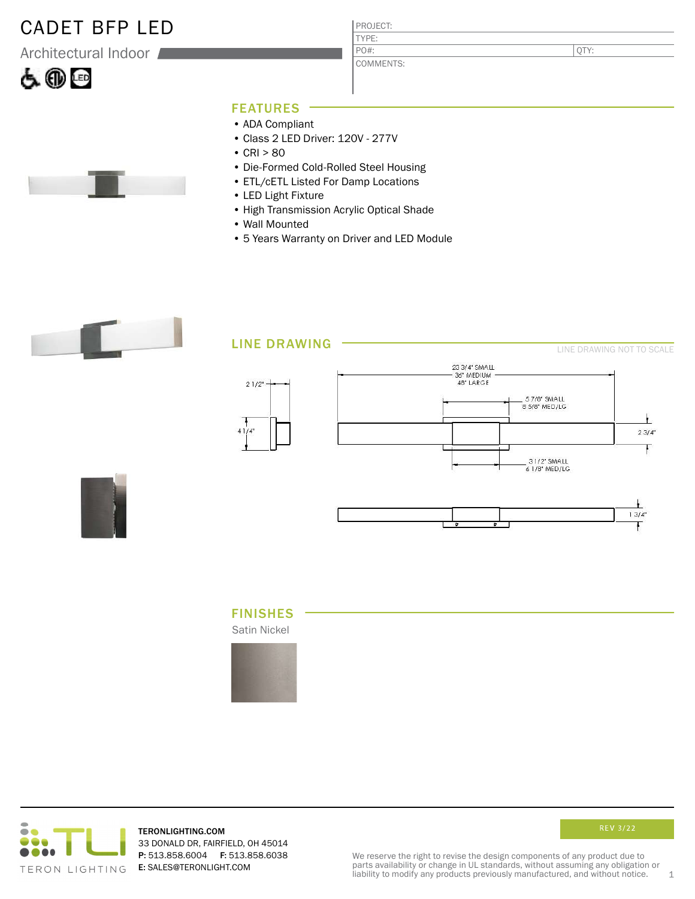# CADET BFP LED

Architectural Indoor

| PROJECT: | |
|---|---|
| TYPE: | |
| PO#: | QTY: |
| COMMENTS: | |

## FEATURES

- ADA Compliant
- Class 2 LED Driver: 120V - 277V
- CRI > 80
- Die-Formed Cold-Rolled Steel Housing
- ETL/cETL Listed For Damp Locations
- LED Light Fixture
- High Transmission Acrylic Optical Shade
- Wall Mounted
- 5 Years Warranty on Driver and LED Module

## LINE DRAWING

LINE DRAWING NOT TO SCALE

2 1/2"

4 1/4"

23 3/4" SMALL
36" MEDIUM
48" LARGE

5 7/8" SMALL
8 5/8" MED/LG

3 1/2" SMALL
6 1/8" MED/LG

2 3/4"

1 3/4"

## FINISHES

Satin Nickel

TERONLIGHTING.COM
33 DONALD DR, FAIRFIELD, OH 45014
**P:** 513.858.6004 **F:** 513.858.6038
**E:** SALES@TERONLIGHT.COM

REV 3/22

We reserve the right to revise the design components of any product due to parts availability or change in UL standards, without assuming any obligation or liability to modify any products previously manufactured, and without notice.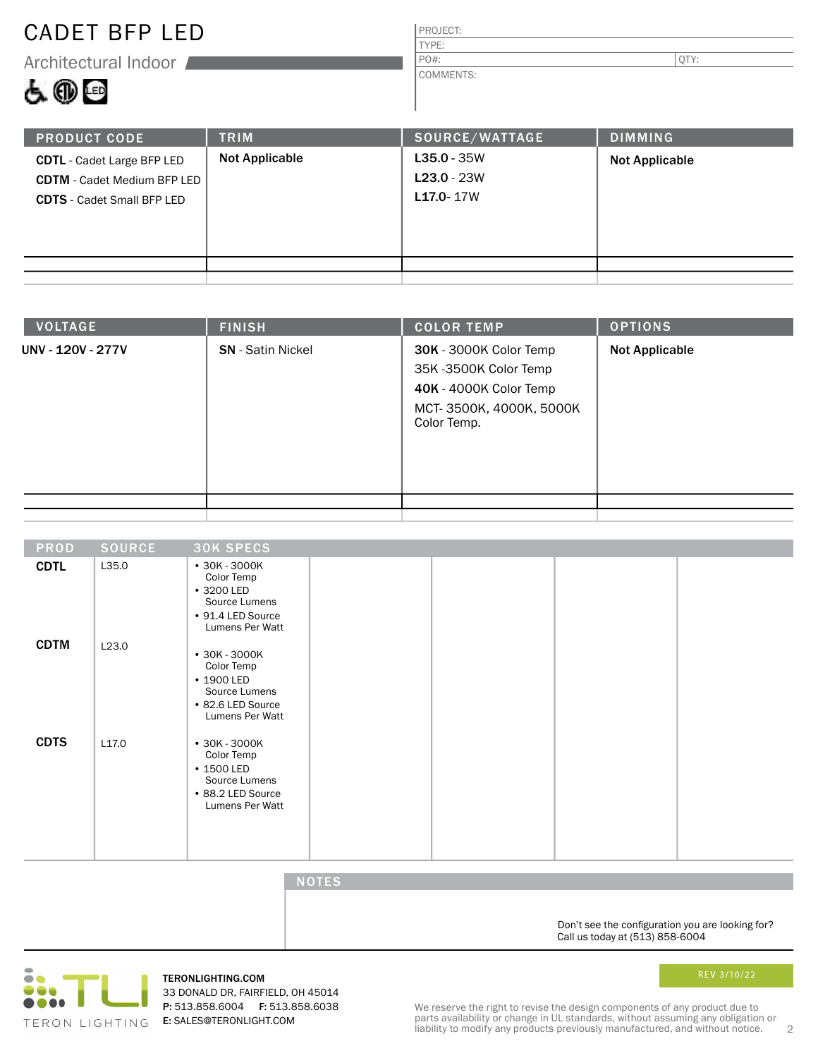# CADET BFP LED

Architectural Indoor

| PROJECT: | |
|---|---|
| TYPE: | |
| PO#: | QTY: |
| COMMENTS: | |

| PRODUCT CODE | TRIM | SOURCE/WATTAGE | DIMMING |
|---|---|---|---|
| **CDTL** - Cadet Large BFP LED<br>**CDTM** - Cadet Medium BFP LED<br>**CDTS** - Cadet Small BFP LED | **Not Applicable** | **L35.0** - 35W<br>**L23.0** - 23W<br>**L17.0**- 17W | **Not Applicable** |

| VOLTAGE | FINISH | COLOR TEMP | OPTIONS |
|---|---|---|---|
| **UNV - 120V - 277V** | **SN** - Satin Nickel | **30K** - 3000K Color Temp<br>35K -3500K Color Temp<br>**40K** - 4000K Color Temp<br>MCT- 3500K, 4000K, 5000K Color Temp. | **Not Applicable** |

| PROD | SOURCE | 30K SPECS |
|---|---|---|
| **CDTL** | L35.0 | • 30K - 3000K Color Temp<br>• 3200 LED Source Lumens<br>• 91.4 LED Source Lumens Per Watt |
| **CDTM** | L23.0 | • 30K - 3000K Color Temp<br>• 1900 LED Source Lumens<br>• 82.6 LED Source Lumens Per Watt |
| **CDTS** | L17.0 | • 30K - 3000K Color Temp<br>• 1500 LED Source Lumens<br>• 88.2 LED Source Lumens Per Watt |

## NOTES

Don't see the configuration you are looking for?
Call us today at (513) 858-6004

TERON LIGHTING

**TERONLIGHTING.COM**
33 DONALD DR, FAIRFIELD, OH 45014
**P:** 513.858.6004 **F:** 513.858.6038
**E:** SALES@TERONLIGHT.COM

REV 3/10/22

We reserve the right to revise the design components of any product due to parts availability or change in UL standards, without assuming any obligation or liability to modify any products previously manufactured, and without notice.